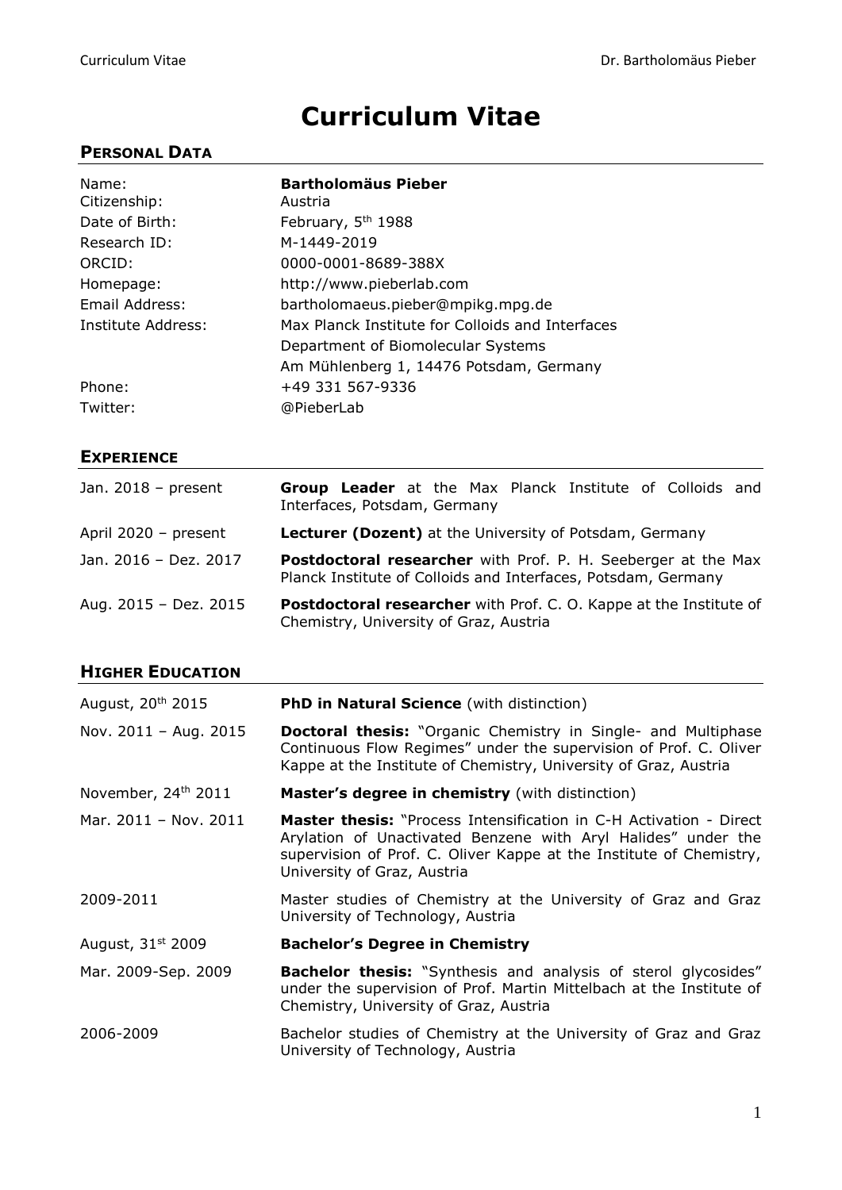# Curriculum Vitae

## Personal Data

| | |
|---|---|
| Name: | **Bartholomäus Pieber** |
| Citizenship: | Austria |
| Date of Birth: | February, 5th 1988 |
| Research ID: | M-1449-2019 |
| ORCID: | 0000-0001-8689-388X |
| Homepage: | http://www.pieberlab.com |
| Email Address: | bartholomaeus.pieber@mpikg.mpg.de |
| Institute Address: | Max Planck Institute for Colloids and Interfaces<br>Department of Biomolecular Systems<br>Am Mühlenberg 1, 14476 Potsdam, Germany |
| Phone: | +49 331 567-9336 |
| Twitter: | @PieberLab |

## Experience

| | |
|---|---|
| Jan. 2018 – present | **Group Leader** at the Max Planck Institute of Colloids and Interfaces, Potsdam, Germany |
| April 2020 – present | **Lecturer (Dozent)** at the University of Potsdam, Germany |
| Jan. 2016 – Dez. 2017 | **Postdoctoral researcher** with Prof. P. H. Seeberger at the Max Planck Institute of Colloids and Interfaces, Potsdam, Germany |
| Aug. 2015 – Dez. 2015 | **Postdoctoral researcher** with Prof. C. O. Kappe at the Institute of Chemistry, University of Graz, Austria |

## Higher Education

| | |
|---|---|
| August, 20th 2015 | **PhD in Natural Science** (with distinction) |
| Nov. 2011 – Aug. 2015 | **Doctoral thesis:** "Organic Chemistry in Single- and Multiphase Continuous Flow Regimes" under the supervision of Prof. C. Oliver Kappe at the Institute of Chemistry, University of Graz, Austria |
| November, 24th 2011 | **Master's degree in chemistry** (with distinction) |
| Mar. 2011 – Nov. 2011 | **Master thesis:** "Process Intensification in C-H Activation - Direct Arylation of Unactivated Benzene with Aryl Halides" under the supervision of Prof. C. Oliver Kappe at the Institute of Chemistry, University of Graz, Austria |
| 2009-2011 | Master studies of Chemistry at the University of Graz and Graz University of Technology, Austria |
| August, 31st 2009 | **Bachelor's Degree in Chemistry** |
| Mar. 2009-Sep. 2009 | **Bachelor thesis:** "Synthesis and analysis of sterol glycosides" under the supervision of Prof. Martin Mittelbach at the Institute of Chemistry, University of Graz, Austria |
| 2006-2009 | Bachelor studies of Chemistry at the University of Graz and Graz University of Technology, Austria |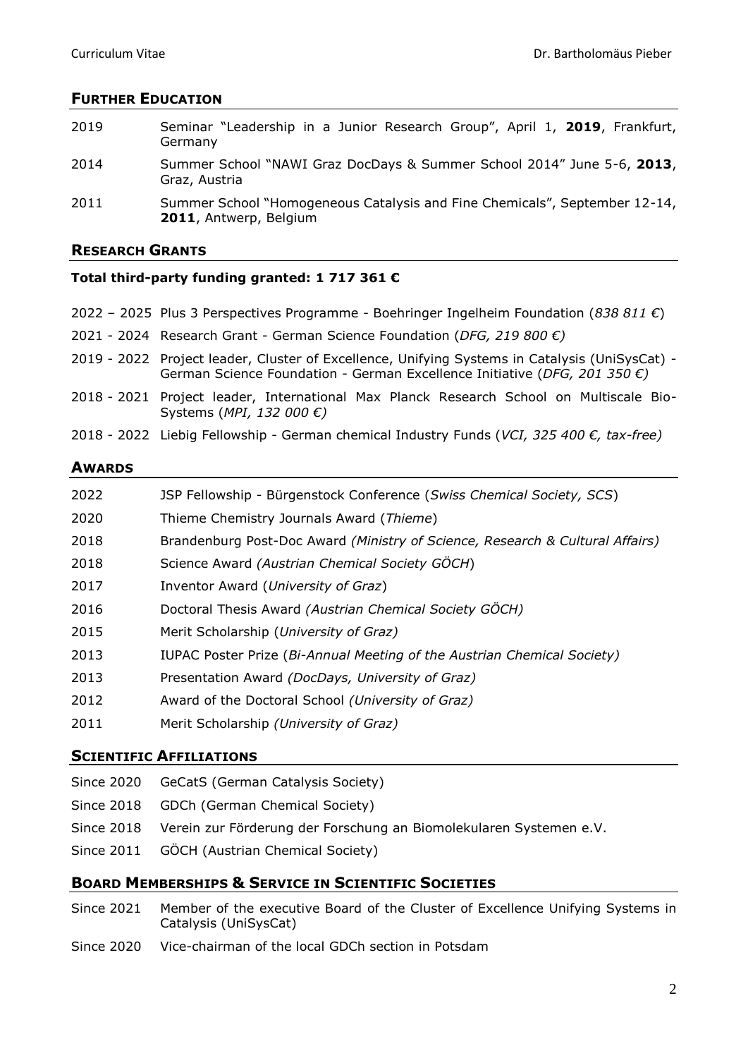## Further Education

| | |
|---|---|
| 2019 | Seminar "Leadership in a Junior Research Group", April 1, **2019**, Frankfurt, Germany |
| 2014 | Summer School "NAWI Graz DocDays & Summer School 2014" June 5-6, **2013**, Graz, Austria |
| 2011 | Summer School "Homogeneous Catalysis and Fine Chemicals", September 12-14, **2011**, Antwerp, Belgium |

## Research Grants

**Total third-party funding granted: 1 717 361 €**

| | |
|---|---|
| 2022 – 2025 | Plus 3 Perspectives Programme - Boehringer Ingelheim Foundation (*838 811 €*) |
| 2021 - 2024 | Research Grant - German Science Foundation (*DFG, 219 800 €)* |
| 2019 - 2022 | Project leader, Cluster of Excellence, Unifying Systems in Catalysis (UniSysCat) - German Science Foundation - German Excellence Initiative (*DFG, 201 350 €)* |
| 2018 - 2021 | Project leader, International Max Planck Research School on Multiscale Bio-Systems (*MPI, 132 000 €)* |
| 2018 - 2022 | Liebig Fellowship - German chemical Industry Funds (*VCI, 325 400 €, tax-free)* |

## Awards

| | |
|---|---|
| 2022 | JSP Fellowship - Bürgenstock Conference (*Swiss Chemical Society, SCS*) |
| 2020 | Thieme Chemistry Journals Award (*Thieme*) |
| 2018 | Brandenburg Post-Doc Award *(Ministry of Science, Research & Cultural Affairs)* |
| 2018 | Science Award *(Austrian Chemical Society GÖCH*) |
| 2017 | Inventor Award (*University of Graz*) |
| 2016 | Doctoral Thesis Award *(Austrian Chemical Society GÖCH)* |
| 2015 | Merit Scholarship (*University of Graz)* |
| 2013 | IUPAC Poster Prize (*Bi-Annual Meeting of the Austrian Chemical Society)* |
| 2013 | Presentation Award *(DocDays, University of Graz)* |
| 2012 | Award of the Doctoral School *(University of Graz)* |
| 2011 | Merit Scholarship *(University of Graz)* |

## Scientific Affiliations

| | |
|---|---|
| Since 2020 | GeCatS (German Catalysis Society) |
| Since 2018 | GDCh (German Chemical Society) |
| Since 2018 | Verein zur Förderung der Forschung an Biomolekularen Systemen e.V. |
| Since 2011 | GÖCH (Austrian Chemical Society) |

## Board Memberships & Service in Scientific Societies

| | |
|---|---|
| Since 2021 | Member of the executive Board of the Cluster of Excellence Unifying Systems in Catalysis (UniSysCat) |
| Since 2020 | Vice-chairman of the local GDCh section in Potsdam |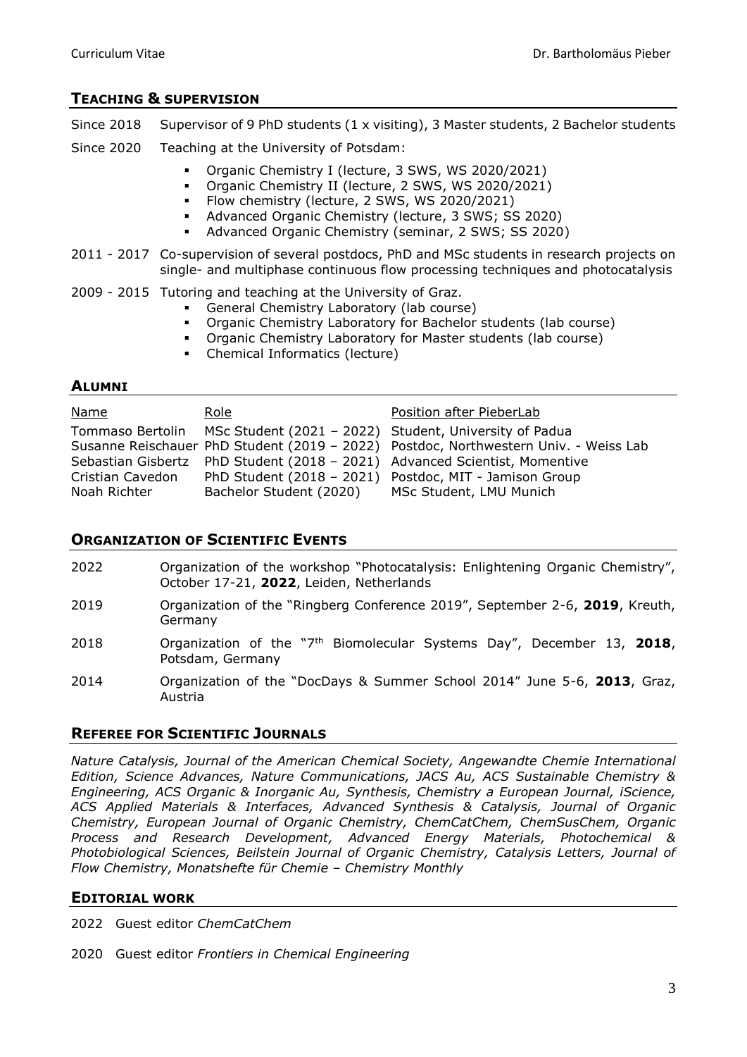## TEACHING & SUPERVISION

Since 2018 Supervisor of 9 PhD students (1 x visiting), 3 Master students, 2 Bachelor students

Since 2020 Teaching at the University of Potsdam:

- Organic Chemistry I (lecture, 3 SWS, WS 2020/2021)
- Organic Chemistry II (lecture, 2 SWS, WS 2020/2021)
- Flow chemistry (lecture, 2 SWS, WS 2020/2021)
- Advanced Organic Chemistry (lecture, 3 SWS; SS 2020)
- Advanced Organic Chemistry (seminar, 2 SWS; SS 2020)

2011 - 2017 Co-supervision of several postdocs, PhD and MSc students in research projects on single- and multiphase continuous flow processing techniques and photocatalysis

2009 - 2015 Tutoring and teaching at the University of Graz.

- General Chemistry Laboratory (lab course)
- Organic Chemistry Laboratory for Bachelor students (lab course)
- Organic Chemistry Laboratory for Master students (lab course)
- Chemical Informatics (lecture)

## ALUMNI

| Name | Role | Position after PieberLab |
| --- | --- | --- |
| Tommaso Bertolin | MSc Student (2021 – 2022) | Student, University of Padua |
| Susanne Reischauer | PhD Student (2019 – 2022) | Postdoc, Northwestern Univ. - Weiss Lab |
| Sebastian Gisbertz | PhD Student (2018 – 2021) | Advanced Scientist, Momentive |
| Cristian Cavedon | PhD Student (2018 – 2021) | Postdoc, MIT - Jamison Group |
| Noah Richter | Bachelor Student (2020) | MSc Student, LMU Munich |

## ORGANIZATION OF SCIENTIFIC EVENTS

2022 Organization of the workshop "Photocatalysis: Enlightening Organic Chemistry", October 17-21, **2022**, Leiden, Netherlands

2019 Organization of the "Ringberg Conference 2019", September 2-6, **2019**, Kreuth, Germany

2018 Organization of the "7th Biomolecular Systems Day", December 13, **2018**, Potsdam, Germany

2014 Organization of the "DocDays & Summer School 2014" June 5-6, **2013**, Graz, Austria

## REFEREE FOR SCIENTIFIC JOURNALS

*Nature Catalysis, Journal of the American Chemical Society, Angewandte Chemie International Edition, Science Advances, Nature Communications, JACS Au, ACS Sustainable Chemistry & Engineering, ACS Organic & Inorganic Au, Synthesis, Chemistry a European Journal, iScience, ACS Applied Materials & Interfaces, Advanced Synthesis & Catalysis, Journal of Organic Chemistry, European Journal of Organic Chemistry, ChemCatChem, ChemSusChem, Organic Process and Research Development, Advanced Energy Materials, Photochemical & Photobiological Sciences, Beilstein Journal of Organic Chemistry, Catalysis Letters, Journal of Flow Chemistry, Monatshefte für Chemie – Chemistry Monthly*

## EDITORIAL WORK

2022 Guest editor *ChemCatChem*

2020 Guest editor *Frontiers in Chemical Engineering*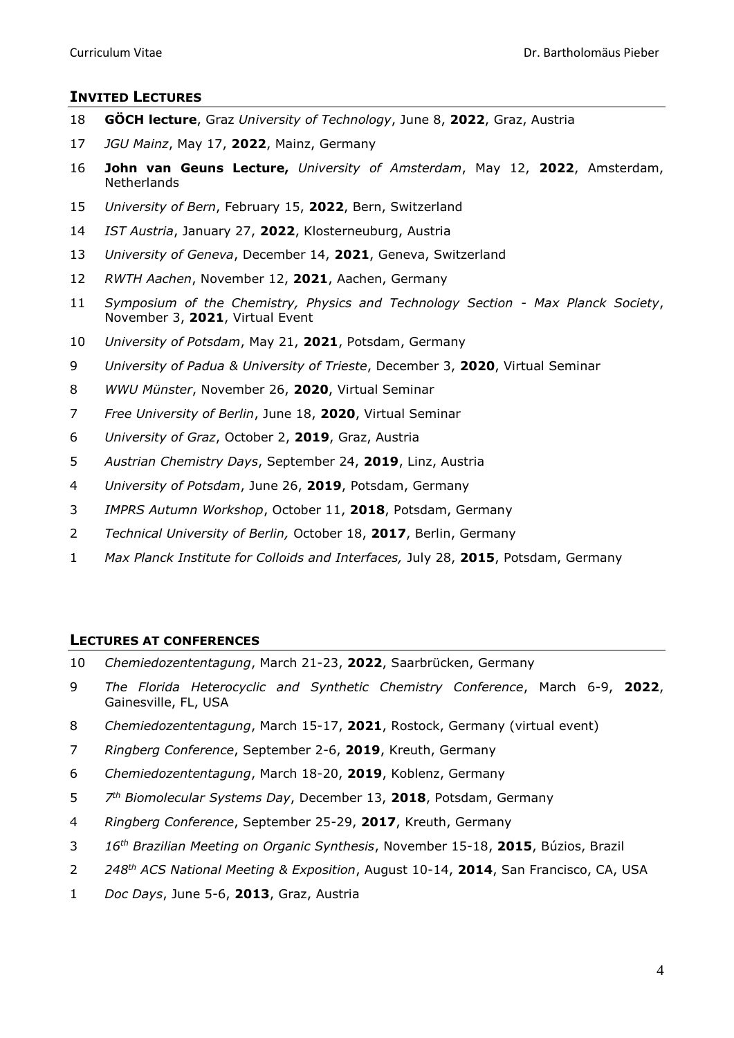## INVITED LECTURES

18 **GÖCH lecture**, Graz *University of Technology*, June 8, **2022**, Graz, Austria

17 *JGU Mainz*, May 17, **2022**, Mainz, Germany

16 **John van Geuns Lecture,** *University of Amsterdam*, May 12, **2022**, Amsterdam, Netherlands

15 *University of Bern*, February 15, **2022**, Bern, Switzerland

14 *IST Austria*, January 27, **2022**, Klosterneuburg, Austria

13 *University of Geneva*, December 14, **2021**, Geneva, Switzerland

12 *RWTH Aachen*, November 12, **2021**, Aachen, Germany

11 *Symposium of the Chemistry, Physics and Technology Section - Max Planck Society*, November 3, **2021**, Virtual Event

10 *University of Potsdam*, May 21, **2021**, Potsdam, Germany

9 *University of Padua & University of Trieste*, December 3, **2020**, Virtual Seminar

8 *WWU Münster*, November 26, **2020**, Virtual Seminar

7 *Free University of Berlin*, June 18, **2020**, Virtual Seminar

6 *University of Graz*, October 2, **2019**, Graz, Austria

5 *Austrian Chemistry Days*, September 24, **2019**, Linz, Austria

4 *University of Potsdam*, June 26, **2019**, Potsdam, Germany

3 *IMPRS Autumn Workshop*, October 11, **2018**, Potsdam, Germany

2 *Technical University of Berlin,* October 18, **2017**, Berlin, Germany

1 *Max Planck Institute for Colloids and Interfaces,* July 28, **2015**, Potsdam, Germany

## LECTURES AT CONFERENCES

10 *Chemiedozententagung*, March 21-23, **2022**, Saarbrücken, Germany

9 *The Florida Heterocyclic and Synthetic Chemistry Conference*, March 6-9, **2022**, Gainesville, FL, USA

8 *Chemiedozententagung*, March 15-17, **2021**, Rostock, Germany (virtual event)

7 *Ringberg Conference*, September 2-6, **2019**, Kreuth, Germany

6 *Chemiedozententagung*, March 18-20, **2019**, Koblenz, Germany

5 *7th Biomolecular Systems Day*, December 13, **2018**, Potsdam, Germany

4 *Ringberg Conference*, September 25-29, **2017**, Kreuth, Germany

3 *16th Brazilian Meeting on Organic Synthesis*, November 15-18, **2015**, Búzios, Brazil

2 *248th ACS National Meeting & Exposition*, August 10-14, **2014**, San Francisco, CA, USA

1 *Doc Days*, June 5-6, **2013**, Graz, Austria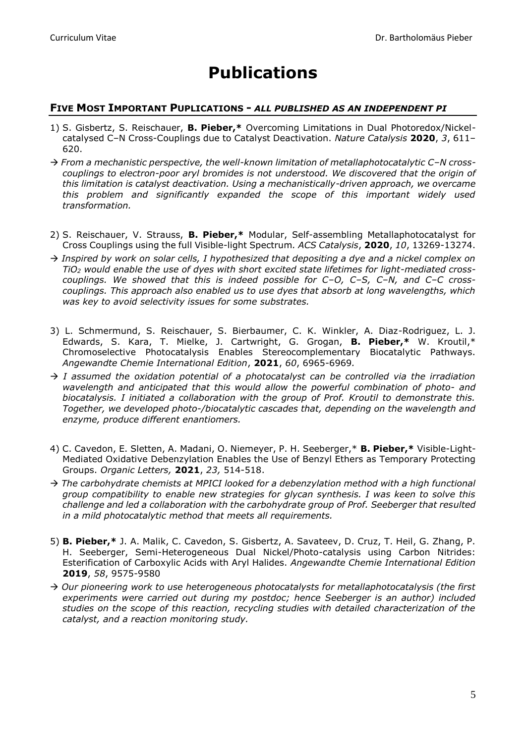# Publications

## FIVE MOST IMPORTANT PUPLICATIONS - *ALL PUBLISHED AS AN INDEPENDENT PI*

1) S. Gisbertz, S. Reischauer, **B. Pieber,*** Overcoming Limitations in Dual Photoredox/Nickel-catalysed C–N Cross-Couplings due to Catalyst Deactivation. *Nature Catalysis* **2020**, *3*, 611–620.

→ *From a mechanistic perspective, the well-known limitation of metallaphotocatalytic C–N cross-couplings to electron-poor aryl bromides is not understood. We discovered that the origin of this limitation is catalyst deactivation. Using a mechanistically-driven approach, we overcame this problem and significantly expanded the scope of this important widely used transformation.*

2) S. Reischauer, V. Strauss, **B. Pieber,*** Modular, Self-assembling Metallaphotocatalyst for Cross Couplings using the full Visible-light Spectrum. *ACS Catalysis*, **2020**, *10*, 13269-13274.

→ *Inspired by work on solar cells, I hypothesized that depositing a dye and a nickel complex on $TiO_2$ would enable the use of dyes with short excited state lifetimes for light-mediated cross-couplings. We showed that this is indeed possible for C–O, C–S, C–N, and C–C cross-couplings. This approach also enabled us to use dyes that absorb at long wavelengths, which was key to avoid selectivity issues for some substrates.*

3) L. Schmermund, S. Reischauer, S. Bierbaumer, C. K. Winkler, A. Diaz-Rodriguez, L. J. Edwards, S. Kara, T. Mielke, J. Cartwright, G. Grogan, **B. Pieber,*** W. Kroutil,* Chromoselective Photocatalysis Enables Stereocomplementary Biocatalytic Pathways. *Angewandte Chemie International Edition*, **2021**, *60*, 6965-6969.

→ *I assumed the oxidation potential of a photocatalyst can be controlled via the irradiation wavelength and anticipated that this would allow the powerful combination of photo- and biocatalysis. I initiated a collaboration with the group of Prof. Kroutil to demonstrate this. Together, we developed photo-/biocatalytic cascades that, depending on the wavelength and enzyme, produce different enantiomers.*

4) C. Cavedon, E. Sletten, A. Madani, O. Niemeyer, P. H. Seeberger,* **B. Pieber,*** Visible-Light-Mediated Oxidative Debenzylation Enables the Use of Benzyl Ethers as Temporary Protecting Groups. *Organic Letters,* **2021**, *23,* 514-518.

→ *The carbohydrate chemists at MPICI looked for a debenzylation method with a high functional group compatibility to enable new strategies for glycan synthesis. I was keen to solve this challenge and led a collaboration with the carbohydrate group of Prof. Seeberger that resulted in a mild photocatalytic method that meets all requirements.*

5) **B. Pieber,*** J. A. Malik, C. Cavedon, S. Gisbertz, A. Savateev, D. Cruz, T. Heil, G. Zhang, P. H. Seeberger, Semi-Heterogeneous Dual Nickel/Photo-catalysis using Carbon Nitrides: Esterification of Carboxylic Acids with Aryl Halides. *Angewandte Chemie International Edition* **2019**, *58*, 9575-9580

→ *Our pioneering work to use heterogeneous photocatalysts for metallaphotocatalysis (the first experiments were carried out during my postdoc; hence Seeberger is an author) included studies on the scope of this reaction, recycling studies with detailed characterization of the catalyst, and a reaction monitoring study.*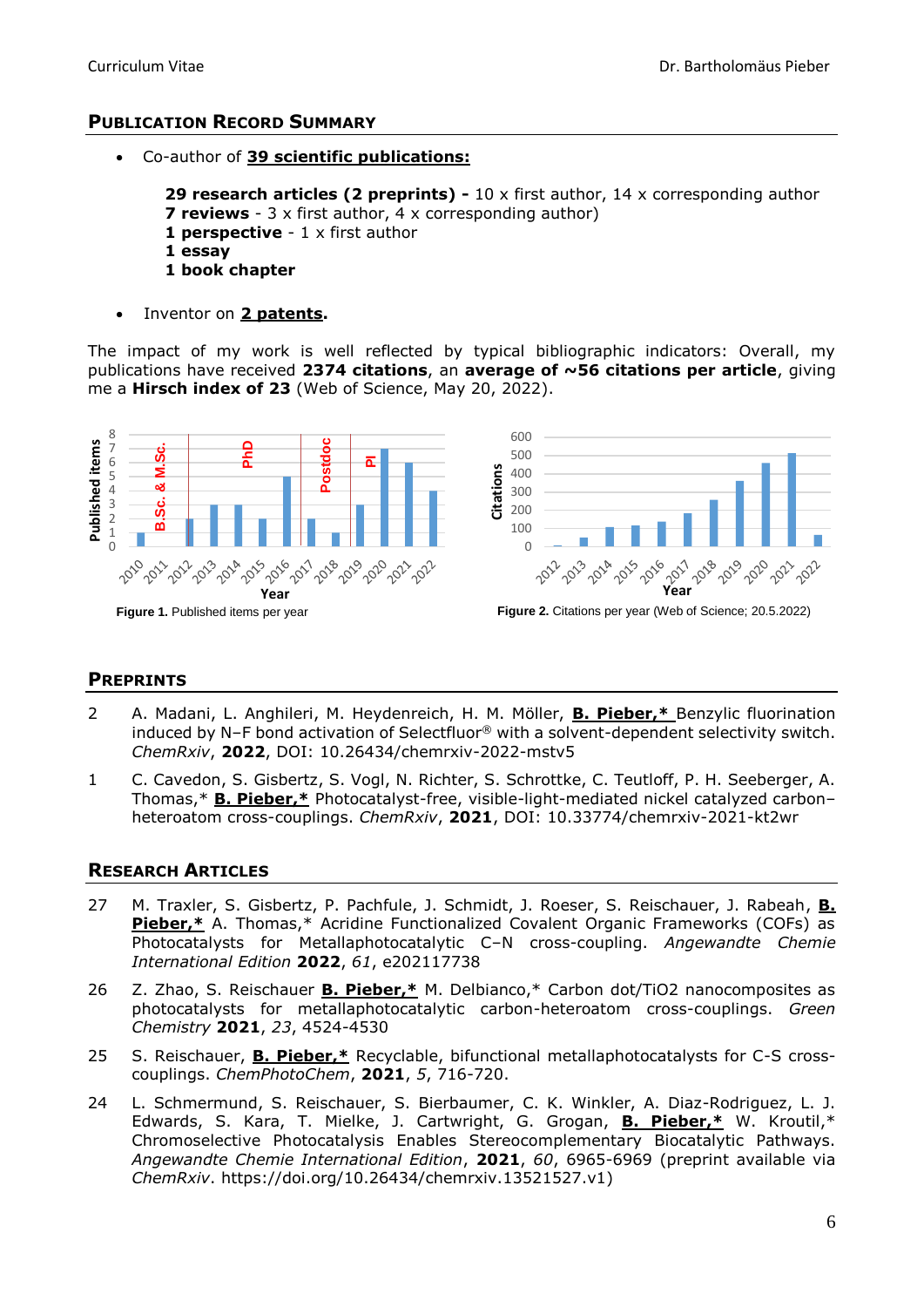## Publication Record Summary

- Co-author of **39 scientific publications:**

  **29 research articles (2 preprints) -** 10 x first author, 14 x corresponding author
  **7 reviews** - 3 x first author, 4 x corresponding author)
  **1 perspective** - 1 x first author
  **1 essay**
  **1 book chapter**

- Inventor on **2 patents**.

The impact of my work is well reflected by typical bibliographic indicators: Overall, my publications have received **2374 citations**, an **average of ~56 citations per article**, giving me a **Hirsch index of 23** (Web of Science, May 20, 2022).

**Figure 1.** Published items per year

**Figure 2.** Citations per year (Web of Science; 20.5.2022)

## Preprints

2 A. Madani, L. Anghileri, M. Heydenreich, H. M. Möller, **B. Pieber,*** Benzylic fluorination induced by N–F bond activation of Selectfluor® with a solvent-dependent selectivity switch. *ChemRxiv*, **2022**, DOI: 10.26434/chemrxiv-2022-mstv5

1 C. Cavedon, S. Gisbertz, S. Vogl, N. Richter, S. Schrottke, C. Teutloff, P. H. Seeberger, A. Thomas,* **B. Pieber,*** Photocatalyst-free, visible-light-mediated nickel catalyzed carbon–heteroatom cross-couplings. *ChemRxiv*, **2021**, DOI: 10.33774/chemrxiv-2021-kt2wr

## Research Articles

27 M. Traxler, S. Gisbertz, P. Pachfule, J. Schmidt, J. Roeser, S. Reischauer, J. Rabeah, **B. Pieber,*** A. Thomas,* Acridine Functionalized Covalent Organic Frameworks (COFs) as Photocatalysts for Metallaphotocatalytic C–N cross-coupling. *Angewandte Chemie International Edition* **2022**, *61*, e202117738

26 Z. Zhao, S. Reischauer **B. Pieber,*** M. Delbianco,* Carbon dot/TiO2 nanocomposites as photocatalysts for metallaphotocatalytic carbon-heteroatom cross-couplings. *Green Chemistry* **2021**, *23*, 4524-4530

25 S. Reischauer, **B. Pieber,*** Recyclable, bifunctional metallaphotocatalysts for C-S cross-couplings. *ChemPhotoChem*, **2021**, *5*, 716-720.

24 L. Schmermund, S. Reischauer, S. Bierbaumer, C. K. Winkler, A. Diaz-Rodriguez, L. J. Edwards, S. Kara, T. Mielke, J. Cartwright, G. Grogan, **B. Pieber,*** W. Kroutil,* Chromoselective Photocatalysis Enables Stereocomplementary Biocatalytic Pathways. *Angewandte Chemie International Edition*, **2021**, *60*, 6965-6969 (preprint available via *ChemRxiv*. https://doi.org/10.26434/chemrxiv.13521527.v1)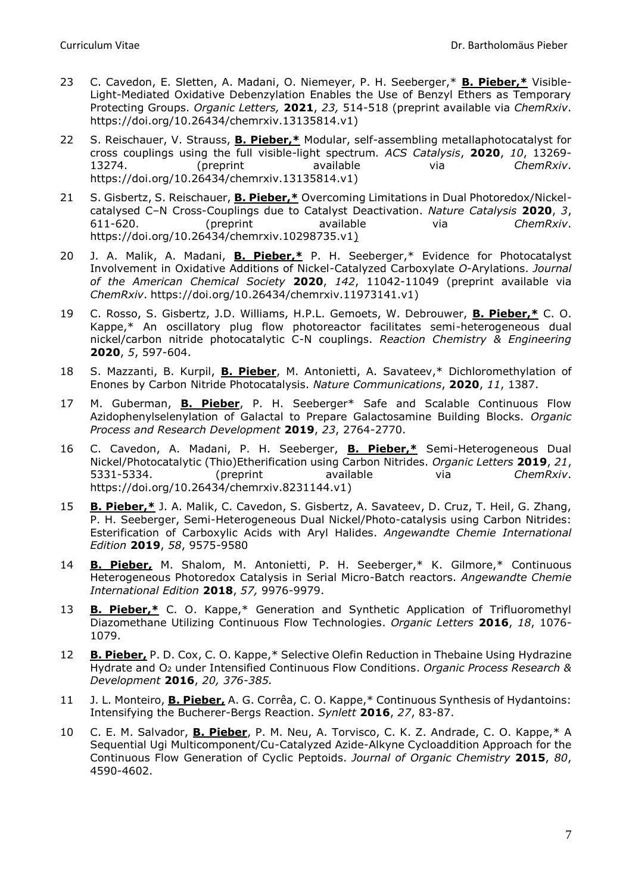23 C. Cavedon, E. Sletten, A. Madani, O. Niemeyer, P. H. Seeberger,* **B. Pieber,*** Visible-Light-Mediated Oxidative Debenzylation Enables the Use of Benzyl Ethers as Temporary Protecting Groups. *Organic Letters,* **2021**, *23,* 514-518 (preprint available via *ChemRxiv*. https://doi.org/10.26434/chemrxiv.13135814.v1)

22 S. Reischauer, V. Strauss, **B. Pieber,*** Modular, self-assembling metallaphotocatalyst for cross couplings using the full visible-light spectrum. *ACS Catalysis*, **2020**, *10*, 13269-13274. (preprint available via *ChemRxiv*. https://doi.org/10.26434/chemrxiv.13135814.v1)

21 S. Gisbertz, S. Reischauer, **B. Pieber,*** Overcoming Limitations in Dual Photoredox/Nickel-catalysed C–N Cross-Couplings due to Catalyst Deactivation. *Nature Catalysis* **2020**, *3*, 611-620. (preprint available via *ChemRxiv*. https://doi.org/10.26434/chemrxiv.10298735.v1)

20 J. A. Malik, A. Madani, **B. Pieber,*** P. H. Seeberger,* Evidence for Photocatalyst Involvement in Oxidative Additions of Nickel-Catalyzed Carboxylate *O*-Arylations. *Journal of the American Chemical Society* **2020**, *142*, 11042-11049 (preprint available via *ChemRxiv*. https://doi.org/10.26434/chemrxiv.11973141.v1)

19 C. Rosso, S. Gisbertz, J.D. Williams, H.P.L. Gemoets, W. Debrouwer, **B. Pieber,*** C. O. Kappe,* An oscillatory plug flow photoreactor facilitates semi-heterogeneous dual nickel/carbon nitride photocatalytic C-N couplings. *Reaction Chemistry & Engineering* **2020**, *5*, 597-604.

18 S. Mazzanti, B. Kurpil, **B. Pieber**, M. Antonietti, A. Savateev,* Dichloromethylation of Enones by Carbon Nitride Photocatalysis. *Nature Communications*, **2020**, *11*, 1387.

17 M. Guberman, **B. Pieber**, P. H. Seeberger* Safe and Scalable Continuous Flow Azidophenylselenylation of Galactal to Prepare Galactosamine Building Blocks. *Organic Process and Research Development* **2019**, *23*, 2764-2770.

16 C. Cavedon, A. Madani, P. H. Seeberger, **B. Pieber,*** Semi-Heterogeneous Dual Nickel/Photocatalytic (Thio)Etherification using Carbon Nitrides. *Organic Letters* **2019**, *21*, 5331-5334. (preprint available via *ChemRxiv*. https://doi.org/10.26434/chemrxiv.8231144.v1)

15 **B. Pieber,*** J. A. Malik, C. Cavedon, S. Gisbertz, A. Savateev, D. Cruz, T. Heil, G. Zhang, P. H. Seeberger, Semi-Heterogeneous Dual Nickel/Photo-catalysis using Carbon Nitrides: Esterification of Carboxylic Acids with Aryl Halides. *Angewandte Chemie International Edition* **2019**, *58*, 9575-9580

14 **B. Pieber,** M. Shalom, M. Antonietti, P. H. Seeberger,* K. Gilmore,* Continuous Heterogeneous Photoredox Catalysis in Serial Micro-Batch reactors. *Angewandte Chemie International Edition* **2018**, *57,* 9976-9979.

13 **B. Pieber,*** C. O. Kappe,* Generation and Synthetic Application of Trifluoromethyl Diazomethane Utilizing Continuous Flow Technologies. *Organic Letters* **2016**, *18*, 1076-1079.

12 **B. Pieber,** P. D. Cox, C. O. Kappe,* Selective Olefin Reduction in Thebaine Using Hydrazine Hydrate and $O_2$ under Intensified Continuous Flow Conditions. *Organic Process Research & Development* **2016**, *20, 376-385.*

11 J. L. Monteiro, **B. Pieber,** A. G. Corrêa, C. O. Kappe,* Continuous Synthesis of Hydantoins: Intensifying the Bucherer-Bergs Reaction. *Synlett* **2016**, *27*, 83-87.

10 C. E. M. Salvador, **B. Pieber**, P. M. Neu, A. Torvisco, C. K. Z. Andrade, C. O. Kappe,* A Sequential Ugi Multicomponent/Cu-Catalyzed Azide-Alkyne Cycloaddition Approach for the Continuous Flow Generation of Cyclic Peptoids. *Journal of Organic Chemistry* **2015**, *80*, 4590-4602.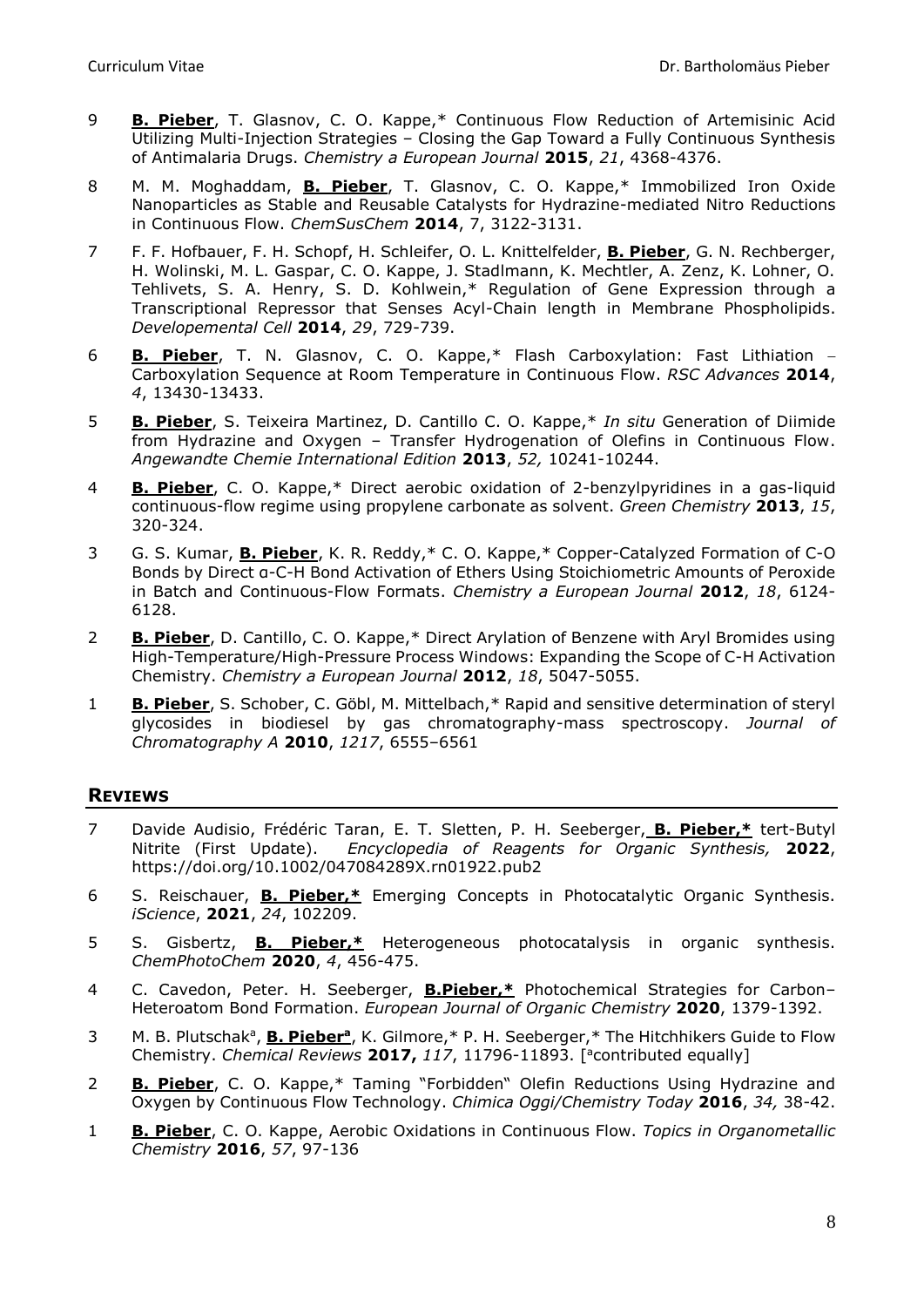9 **B. Pieber**, T. Glasnov, C. O. Kappe,* Continuous Flow Reduction of Artemisinic Acid Utilizing Multi-Injection Strategies – Closing the Gap Toward a Fully Continuous Synthesis of Antimalaria Drugs. *Chemistry a European Journal* **2015**, *21*, 4368-4376.

8 M. M. Moghaddam, **B. Pieber**, T. Glasnov, C. O. Kappe,* Immobilized Iron Oxide Nanoparticles as Stable and Reusable Catalysts for Hydrazine-mediated Nitro Reductions in Continuous Flow. *ChemSusChem* **2014**, 7, 3122-3131.

7 F. F. Hofbauer, F. H. Schopf, H. Schleifer, O. L. Knittelfelder, **B. Pieber**, G. N. Rechberger, H. Wolinski, M. L. Gaspar, C. O. Kappe, J. Stadlmann, K. Mechtler, A. Zenz, K. Lohner, O. Tehlivets, S. A. Henry, S. D. Kohlwein,* Regulation of Gene Expression through a Transcriptional Repressor that Senses Acyl-Chain length in Membrane Phospholipids. *Developemental Cell* **2014**, *29*, 729-739.

6 **B. Pieber**, T. N. Glasnov, C. O. Kappe,* Flash Carboxylation: Fast Lithiation – Carboxylation Sequence at Room Temperature in Continuous Flow. *RSC Advances* **2014**, *4*, 13430-13433.

5 **B. Pieber**, S. Teixeira Martinez, D. Cantillo C. O. Kappe,* *In situ* Generation of Diimide from Hydrazine and Oxygen – Transfer Hydrogenation of Olefins in Continuous Flow. *Angewandte Chemie International Edition* **2013**, *52,* 10241-10244.

4 **B. Pieber**, C. O. Kappe,* Direct aerobic oxidation of 2-benzylpyridines in a gas-liquid continuous-flow regime using propylene carbonate as solvent. *Green Chemistry* **2013**, *15*, 320-324.

3 G. S. Kumar, **B. Pieber**, K. R. Reddy,* C. O. Kappe,* Copper-Catalyzed Formation of C-O Bonds by Direct α-C-H Bond Activation of Ethers Using Stoichiometric Amounts of Peroxide in Batch and Continuous-Flow Formats. *Chemistry a European Journal* **2012**, *18*, 6124-6128.

2 **B. Pieber**, D. Cantillo, C. O. Kappe,* Direct Arylation of Benzene with Aryl Bromides using High-Temperature/High-Pressure Process Windows: Expanding the Scope of C-H Activation Chemistry. *Chemistry a European Journal* **2012**, *18*, 5047-5055.

1 **B. Pieber**, S. Schober, C. Göbl, M. Mittelbach,* Rapid and sensitive determination of steryl glycosides in biodiesel by gas chromatography-mass spectroscopy. *Journal of Chromatography A* **2010**, *1217*, 6555–6561

## Reviews

7 Davide Audisio, Frédéric Taran, E. T. Sletten, P. H. Seeberger, **B. Pieber,*** tert-Butyl Nitrite (First Update). *Encyclopedia of Reagents for Organic Synthesis,* **2022**, https://doi.org/10.1002/047084289X.rn01922.pub2

6 S. Reischauer, **B. Pieber,*** Emerging Concepts in Photocatalytic Organic Synthesis. *iScience*, **2021**, *24*, 102209.

5 S. Gisbertz, **B. Pieber,*** Heterogeneous photocatalysis in organic synthesis. *ChemPhotoChem* **2020**, *4*, 456-475.

4 C. Cavedon, Peter. H. Seeberger, **B.Pieber,*** Photochemical Strategies for Carbon–Heteroatom Bond Formation. *European Journal of Organic Chemistry* **2020**, 1379-1392.

3 M. B. Plutschak[a], **B. Pieber[a]**, K. Gilmore,* P. H. Seeberger,* The Hitchhikers Guide to Flow Chemistry. *Chemical Reviews* **2017,** *117*, 11796-11893. [[a]contributed equally]

2 **B. Pieber**, C. O. Kappe,* Taming "Forbidden" Olefin Reductions Using Hydrazine and Oxygen by Continuous Flow Technology. *Chimica Oggi/Chemistry Today* **2016**, *34,* 38-42.

1 **B. Pieber**, C. O. Kappe, Aerobic Oxidations in Continuous Flow. *Topics in Organometallic Chemistry* **2016**, *57*, 97-136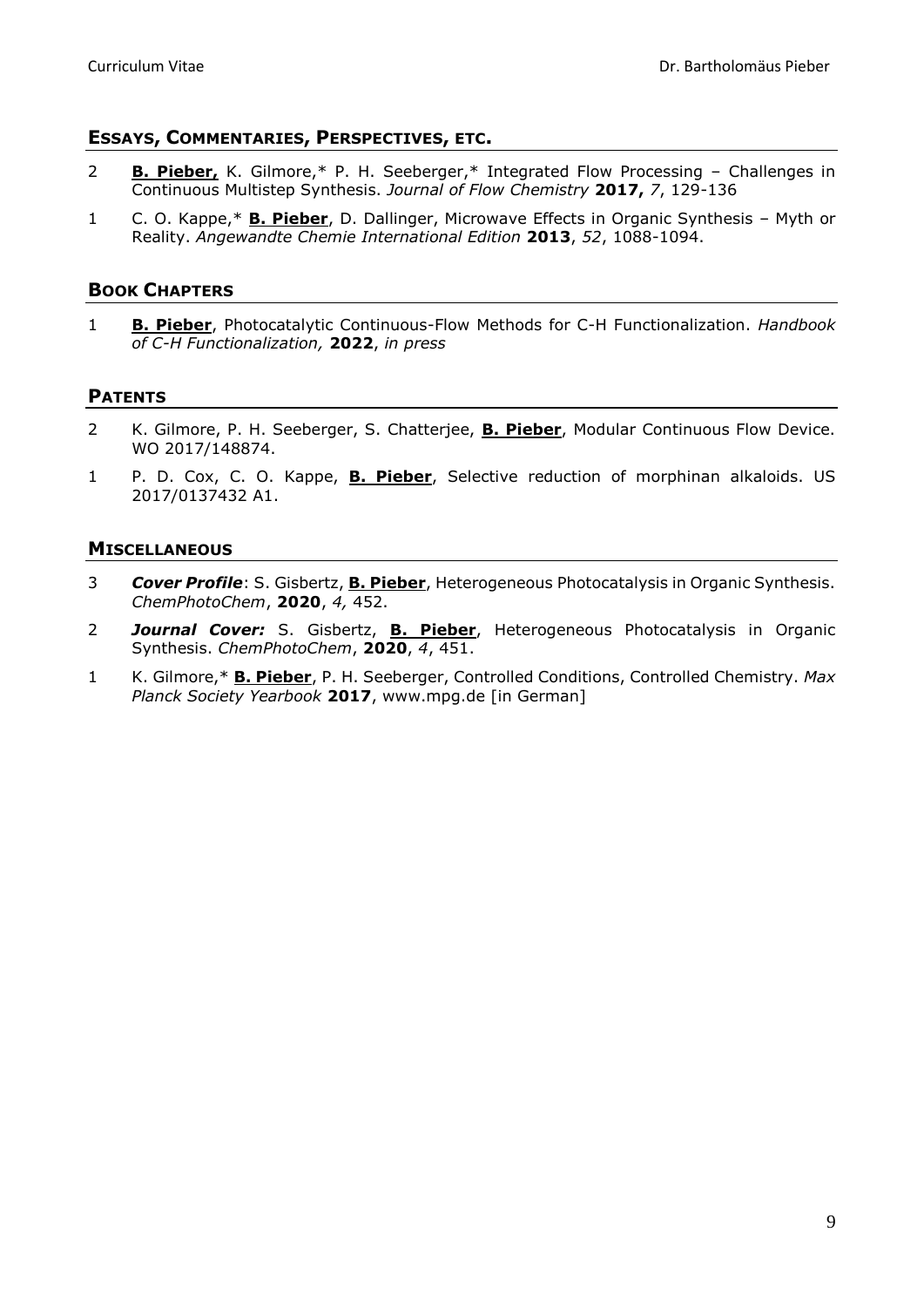## Essays, Commentaries, Perspectives, etc.

2 **B. Pieber,** K. Gilmore,* P. H. Seeberger,* Integrated Flow Processing – Challenges in Continuous Multistep Synthesis. *Journal of Flow Chemistry* **2017,** *7*, 129-136

1 C. O. Kappe,* **B. Pieber**, D. Dallinger, Microwave Effects in Organic Synthesis – Myth or Reality. *Angewandte Chemie International Edition* **2013**, *52*, 1088-1094.

## Book Chapters

1 **B. Pieber**, Photocatalytic Continuous-Flow Methods for C-H Functionalization. *Handbook of C-H Functionalization,* **2022**, *in press*

## Patents

2 K. Gilmore, P. H. Seeberger, S. Chatterjee, **B. Pieber**, Modular Continuous Flow Device. WO 2017/148874.

1 P. D. Cox, C. O. Kappe, **B. Pieber**, Selective reduction of morphinan alkaloids. US 2017/0137432 A1.

## Miscellaneous

3 ***Cover Profile***: S. Gisbertz, **B. Pieber**, Heterogeneous Photocatalysis in Organic Synthesis. *ChemPhotoChem*, **2020**, *4,* 452.

2 ***Journal Cover:*** S. Gisbertz, **B. Pieber**, Heterogeneous Photocatalysis in Organic Synthesis. *ChemPhotoChem*, **2020**, *4*, 451.

1 K. Gilmore,* **B. Pieber**, P. H. Seeberger, Controlled Conditions, Controlled Chemistry. *Max Planck Society Yearbook* **2017**, www.mpg.de [in German]